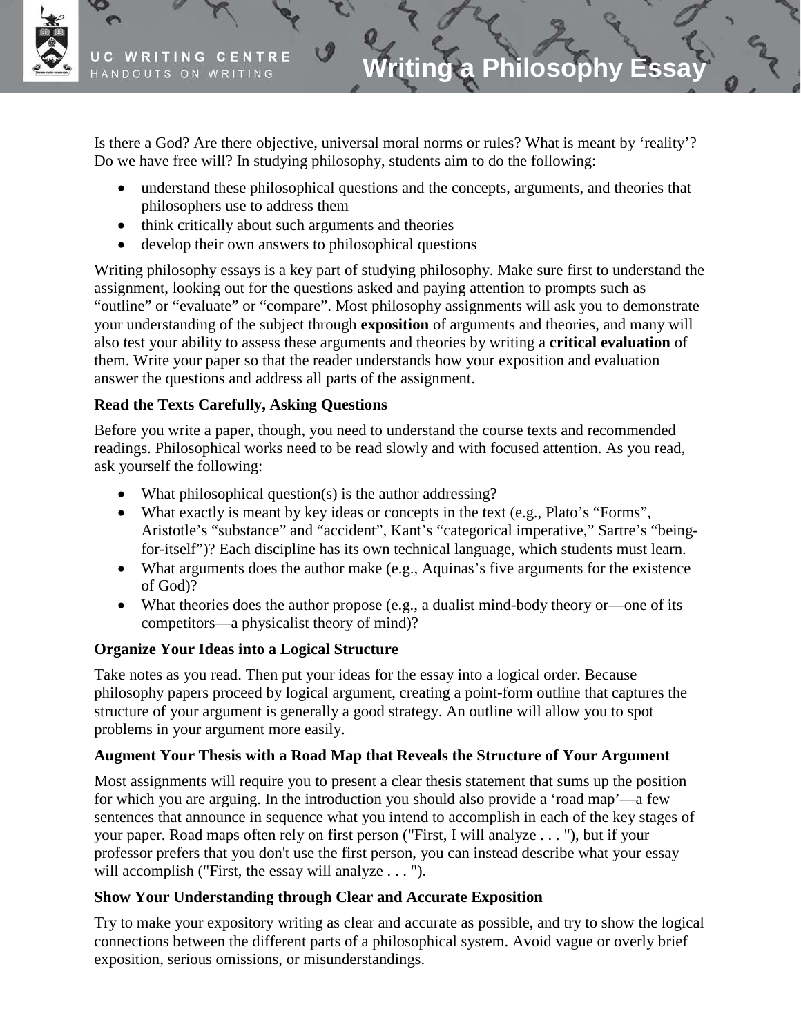# Writing a Philosophy Essay

Is there a God? Are there objective, universal moral norms or rules? What is meant by 'reality'? Do we have free will? In studying philosophy, students aim to do the following:

- understand these philosophical questions and the concepts, arguments, and theories that philosophers use to address them
- think critically about such arguments and theories
- develop their own answers to philosophical questions

Writing philosophy essays is a key part of studying philosophy. Make sure first to understand the assignment, looking out for the questions asked and paying attention to prompts such as "outline" or "evaluate" or "compare". Most philosophy assignments will ask you to demonstrate your understanding of the subject through **exposition** of arguments and theories, and many will also test your ability to assess these arguments and theories by writing a **critical evaluation** of them. Write your paper so that the reader understands how your exposition and evaluation answer the questions and address all parts of the assignment.

### Read the Texts Carefully, Asking Questions

Before you write a paper, though, you need to understand the course texts and recommended readings. Philosophical works need to be read slowly and with focused attention. As you read, ask yourself the following:

- What philosophical question(s) is the author addressing?
- What exactly is meant by key ideas or concepts in the text (e.g., Plato's "Forms", Aristotle's "substance" and "accident", Kant's "categorical imperative," Sartre's "being-for-itself")? Each discipline has its own technical language, which students must learn.
- What arguments does the author make (e.g., Aquinas's five arguments for the existence of God)?
- What theories does the author propose (e.g., a dualist mind-body theory or—one of its competitors—a physicalist theory of mind)?

### Organize Your Ideas into a Logical Structure

Take notes as you read. Then put your ideas for the essay into a logical order. Because philosophy papers proceed by logical argument, creating a point-form outline that captures the structure of your argument is generally a good strategy. An outline will allow you to spot problems in your argument more easily.

### Augment Your Thesis with a Road Map that Reveals the Structure of Your Argument

Most assignments will require you to present a clear thesis statement that sums up the position for which you are arguing. In the introduction you should also provide a 'road map'—a few sentences that announce in sequence what you intend to accomplish in each of the key stages of your paper. Road maps often rely on first person ("First, I will analyze . . . "), but if your professor prefers that you don't use the first person, you can instead describe what your essay will accomplish ("First, the essay will analyze . . . ").

### Show Your Understanding through Clear and Accurate Exposition

Try to make your expository writing as clear and accurate as possible, and try to show the logical connections between the different parts of a philosophical system. Avoid vague or overly brief exposition, serious omissions, or misunderstandings.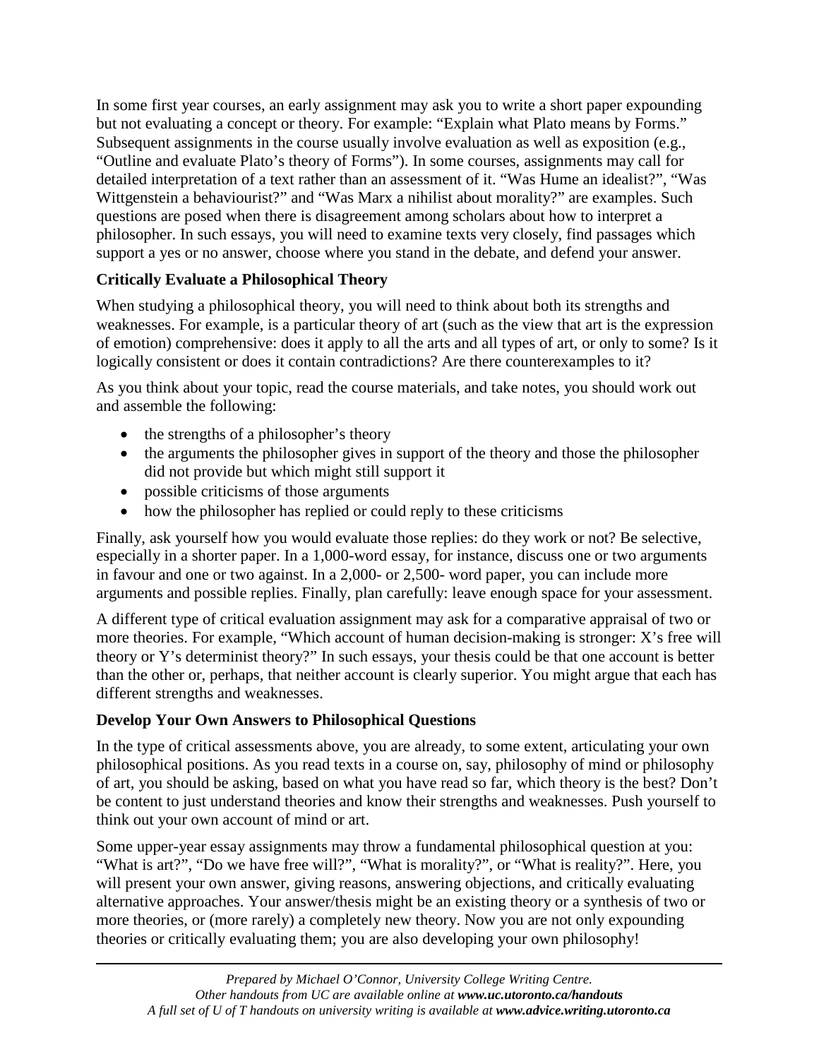In some first year courses, an early assignment may ask you to write a short paper expounding but not evaluating a concept or theory. For example: "Explain what Plato means by Forms." Subsequent assignments in the course usually involve evaluation as well as exposition (e.g., "Outline and evaluate Plato's theory of Forms"). In some courses, assignments may call for detailed interpretation of a text rather than an assessment of it. "Was Hume an idealist?", "Was Wittgenstein a behaviourist?" and "Was Marx a nihilist about morality?" are examples. Such questions are posed when there is disagreement among scholars about how to interpret a philosopher. In such essays, you will need to examine texts very closely, find passages which support a yes or no answer, choose where you stand in the debate, and defend your answer.

### Critically Evaluate a Philosophical Theory

When studying a philosophical theory, you will need to think about both its strengths and weaknesses. For example, is a particular theory of art (such as the view that art is the expression of emotion) comprehensive: does it apply to all the arts and all types of art, or only to some? Is it logically consistent or does it contain contradictions? Are there counterexamples to it?

As you think about your topic, read the course materials, and take notes, you should work out and assemble the following:

- the strengths of a philosopher's theory
- the arguments the philosopher gives in support of the theory and those the philosopher did not provide but which might still support it
- possible criticisms of those arguments
- how the philosopher has replied or could reply to these criticisms

Finally, ask yourself how you would evaluate those replies: do they work or not? Be selective, especially in a shorter paper. In a 1,000-word essay, for instance, discuss one or two arguments in favour and one or two against. In a 2,000- or 2,500- word paper, you can include more arguments and possible replies. Finally, plan carefully: leave enough space for your assessment.

A different type of critical evaluation assignment may ask for a comparative appraisal of two or more theories. For example, "Which account of human decision-making is stronger: X's free will theory or Y's determinist theory?" In such essays, your thesis could be that one account is better than the other or, perhaps, that neither account is clearly superior. You might argue that each has different strengths and weaknesses.

### Develop Your Own Answers to Philosophical Questions

In the type of critical assessments above, you are already, to some extent, articulating your own philosophical positions. As you read texts in a course on, say, philosophy of mind or philosophy of art, you should be asking, based on what you have read so far, which theory is the best? Don't be content to just understand theories and know their strengths and weaknesses. Push yourself to think out your own account of mind or art.

Some upper-year essay assignments may throw a fundamental philosophical question at you: "What is art?", "Do we have free will?", "What is morality?", or "What is reality?". Here, you will present your own answer, giving reasons, answering objections, and critically evaluating alternative approaches. Your answer/thesis might be an existing theory or a synthesis of two or more theories, or (more rarely) a completely new theory. Now you are not only expounding theories or critically evaluating them; you are also developing your own philosophy!

---

*Prepared by Michael O'Connor, University College Writing Centre.*
*Other handouts from UC are available online at **www.uc.utoronto.ca/handouts***
*A full set of U of T handouts on university writing is available at **www.advice.writing.utoronto.ca***